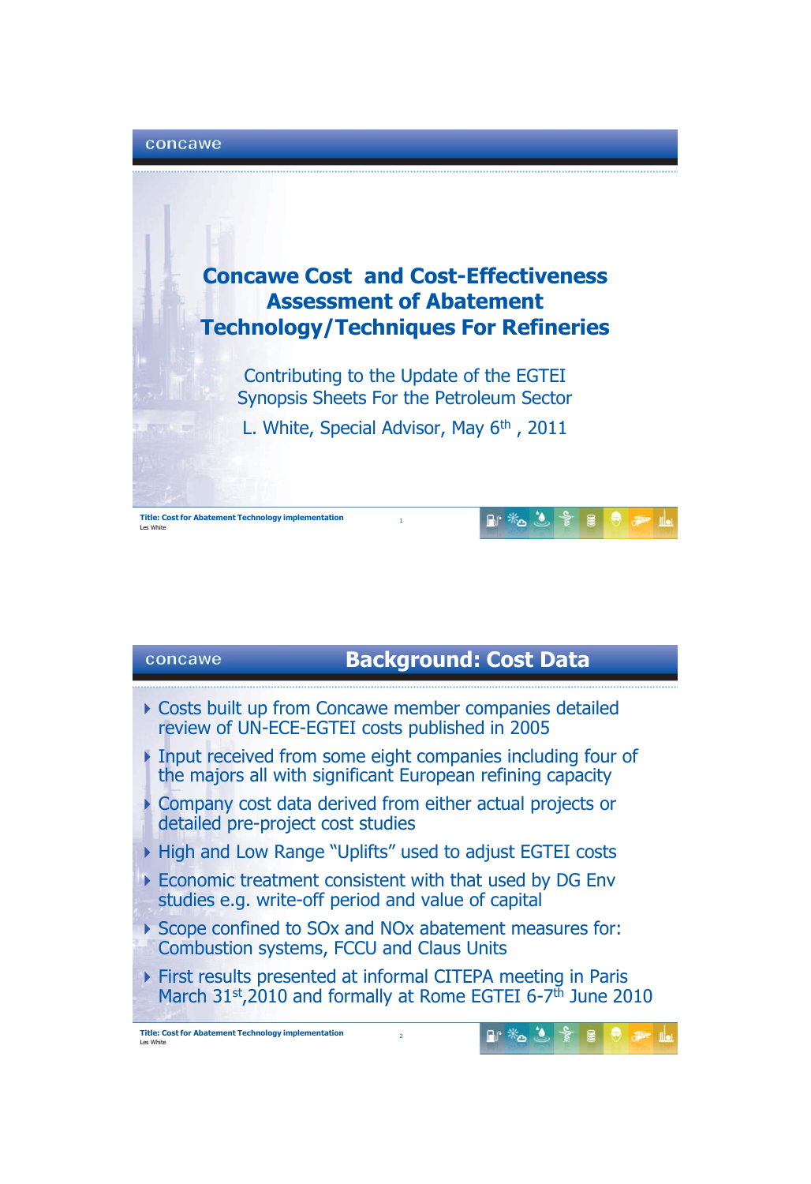# Concawe Cost and Cost-Effectiveness Assessment of Abatement Technology/Techniques For Refineries

Contributing to the Update of the EGTEI Synopsis Sheets For the Petroleum Sector

L. White, Special Advisor, May 6th , 2011

## Background: Cost Data

- Costs built up from Concawe member companies detailed review of UN-ECE-EGTEI costs published in 2005
- Input received from some eight companies including four of the majors all with significant European refining capacity
- Company cost data derived from either actual projects or detailed pre-project cost studies
- High and Low Range "Uplifts" used to adjust EGTEI costs
- Economic treatment consistent with that used by DG Env studies e.g. write-off period and value of capital
- Scope confined to SOx and NOx abatement measures for: Combustion systems, FCCU and Claus Units
- First results presented at informal CITEPA meeting in Paris March 31st,2010 and formally at Rome EGTEI 6-7th June 2010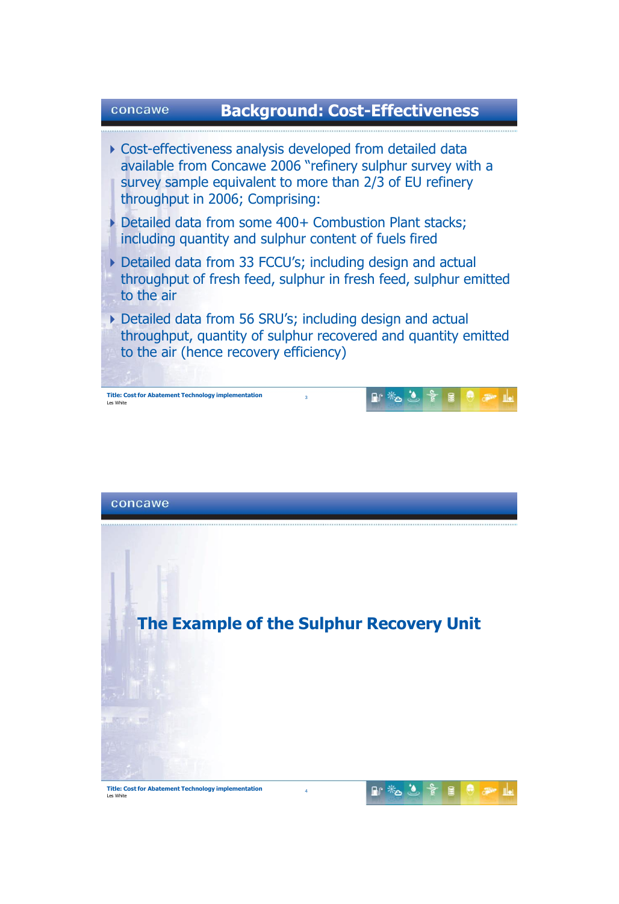## Background: Cost-Effectiveness

- Cost-effectiveness analysis developed from detailed data available from Concawe 2006 "refinery sulphur survey with a survey sample equivalent to more than 2/3 of EU refinery throughput in 2006; Comprising:
- Detailed data from some 400+ Combustion Plant stacks; including quantity and sulphur content of fuels fired
- Detailed data from 33 FCCU's; including design and actual throughput of fresh feed, sulphur in fresh feed, sulphur emitted to the air
- Detailed data from 56 SRU's; including design and actual throughput, quantity of sulphur recovered and quantity emitted to the air (hence recovery efficiency)

## The Example of the Sulphur Recovery Unit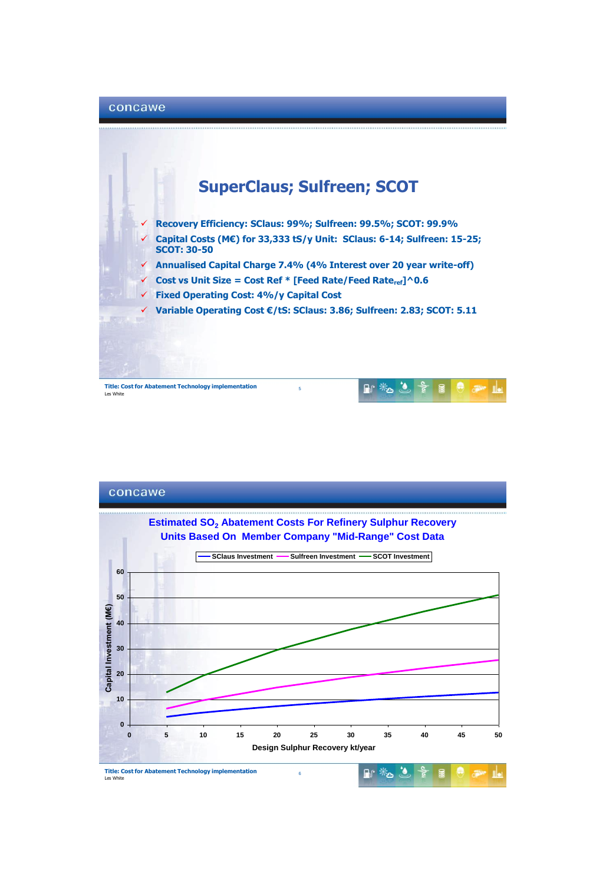## SuperClaus; Sulfreen; SCOT

- Recovery Efficiency: SClaus: 99%; Sulfreen: 99.5%; SCOT: 99.9%
- Capital Costs (M€) for 33,333 tS/y Unit: SClaus: 6-14; Sulfreen: 15-25; SCOT: 30-50
- Annualised Capital Charge 7.4% (4% Interest over 20 year write-off)
- Cost vs Unit Size = Cost Ref * [Feed Rate/Feed Rate$_{ref}$]^0.6
- Fixed Operating Cost: 4%/y Capital Cost
- Variable Operating Cost €/tS: SClaus: 3.86; Sulfreen: 2.83; SCOT: 5.11

## Estimated $SO_2$ Abatement Costs For Refinery Sulphur Recovery Units Based On Member Company "Mid-Range" Cost Data

Legend: SClaus Investment, Sulfreen Investment, SCOT Investment

Y-axis: Capital Investment (M€) (0–60)

X-axis: Design Sulphur Recovery kt/year (0–50)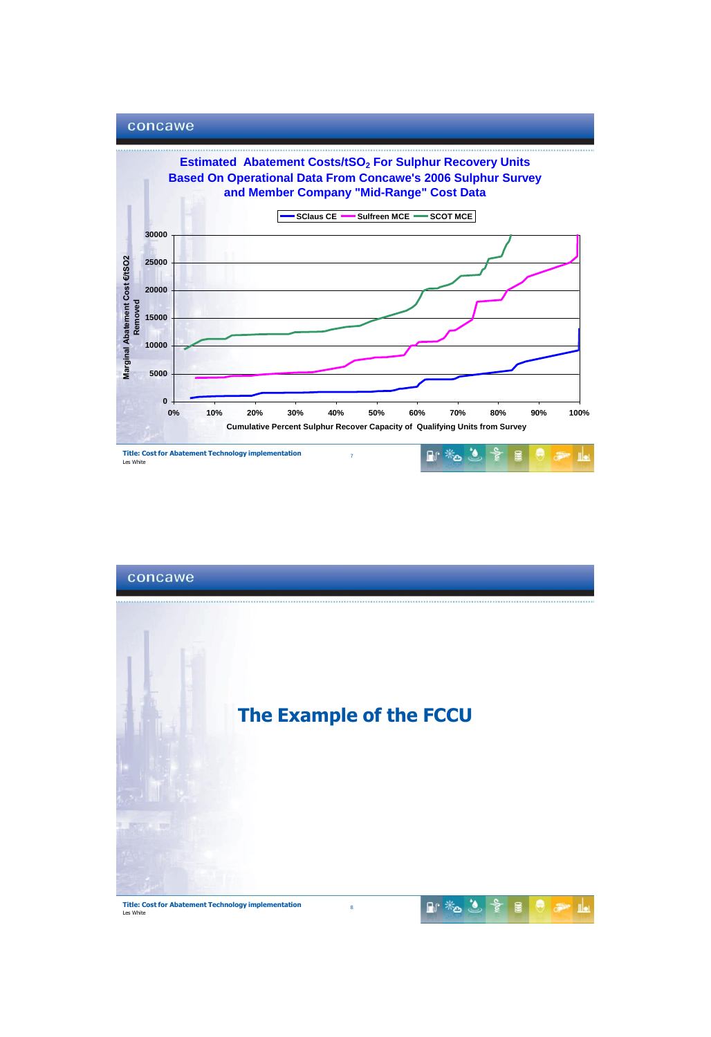## Estimated Abatement Costs/t$SO_2$ For Sulphur Recovery Units Based On Operational Data From Concawe's 2006 Sulphur Survey and Member Company "Mid-Range" Cost Data

SClaus CE — Sulfreen MCE — SCOT MCE

Marginal Abatement Cost €/tSO2 Removed

Cumulative Percent Sulphur Recover Capacity of Qualifying Units from Survey

Title: Cost for Abatement Technology implementation
Les White

# The Example of the FCCU

Title: Cost for Abatement Technology implementation
Les White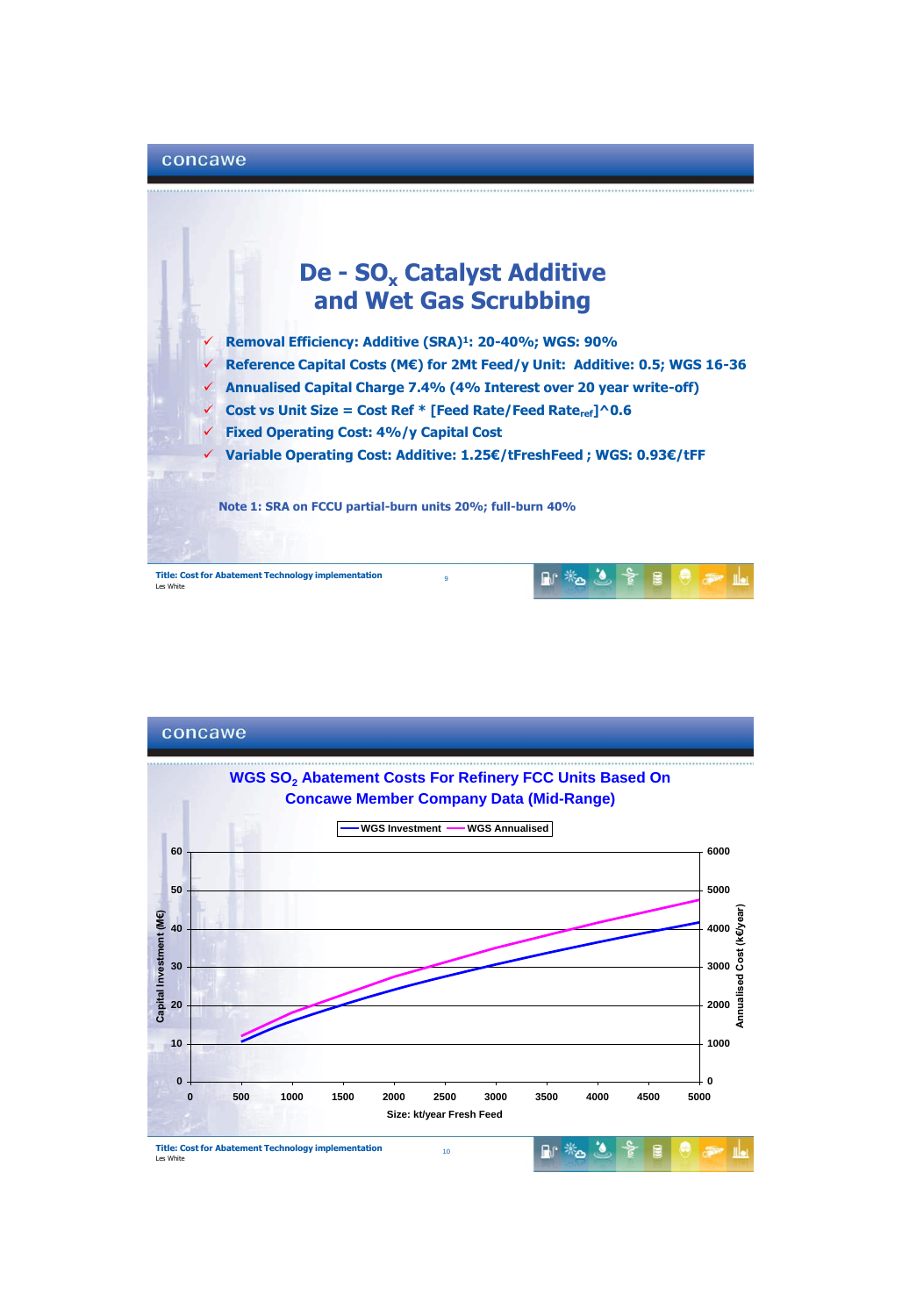# De - $SO_x$ Catalyst Additive and Wet Gas Scrubbing

- **Removal Efficiency: Additive (SRA)[1]: 20-40%; WGS: 90%**
- **Reference Capital Costs (M€) for 2Mt Feed/y Unit: Additive: 0.5; WGS 16-36**
- **Annualised Capital Charge 7.4% (4% Interest over 20 year write-off)**
- **Cost vs Unit Size = Cost Ref * [Feed Rate/Feed Rate$_{ref}$]^0.6**
- **Fixed Operating Cost: 4%/y Capital Cost**
- **Variable Operating Cost: Additive: 1.25€/tFreshFeed ; WGS: 0.93€/tFF**

**Note 1: SRA on FCCU partial-burn units 20%; full-burn 40%**

## WGS $SO_2$ Abatement Costs For Refinery FCC Units Based On Concawe Member Company Data (Mid-Range)

Legend: WGS Investment; WGS Annualised

Left axis: Capital Investment (M€) (0–60); Right axis: Annualised Cost (k€/year) (0–6000); X axis: Size: kt/year Fresh Feed (0–5000)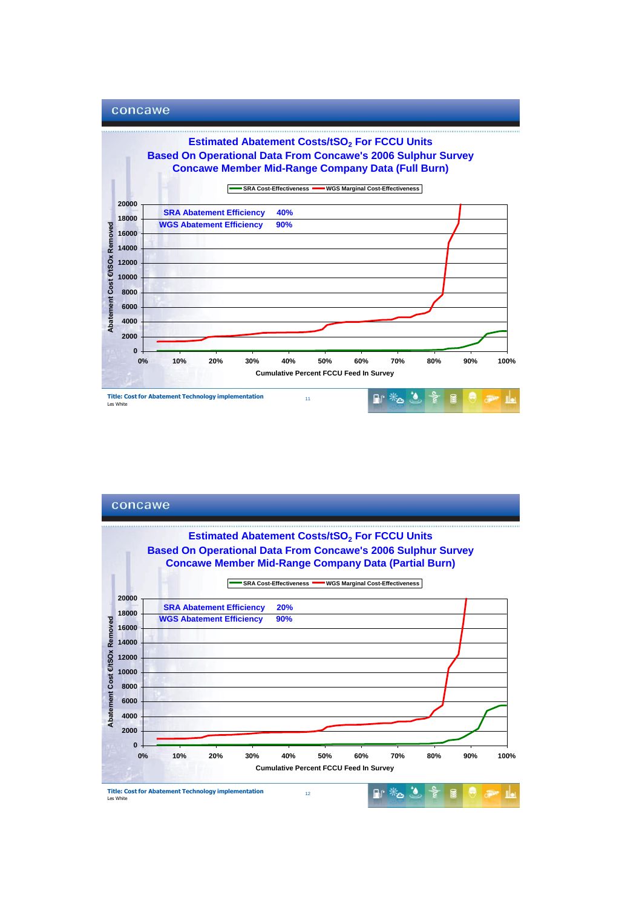## Estimated Abatement Costs/t$SO_2$ For FCCU Units
## Based On Operational Data From Concawe's 2006 Sulphur Survey
## Concawe Member Mid-Range Company Data (Full Burn)

SRA Cost-Effectiveness — WGS Marginal Cost-Effectiveness

SRA Abatement Efficiency 40%
WGS Abatement Efficiency 90%

Abatement Cost €/tSOx Removed: 0, 2000, 4000, 6000, 8000, 10000, 12000, 14000, 16000, 18000, 20000

Cumulative Percent FCCU Feed In Survey: 0%, 10%, 20%, 30%, 40%, 50%, 60%, 70%, 80%, 90%, 100%

**Title: Cost for Abatement Technology implementation**
Les White

## Estimated Abatement Costs/t$SO_2$ For FCCU Units
## Based On Operational Data From Concawe's 2006 Sulphur Survey
## Concawe Member Mid-Range Company Data (Partial Burn)

SRA Cost-Effectiveness — WGS Marginal Cost-Effectiveness

SRA Abatement Efficiency 20%
WGS Abatement Efficiency 90%

Abatement Cost €/tSOx Removed: 0, 2000, 4000, 6000, 8000, 10000, 12000, 14000, 16000, 18000, 20000

Cumulative Percent FCCU Feed In Survey: 0%, 10%, 20%, 30%, 40%, 50%, 60%, 70%, 80%, 90%, 100%

**Title: Cost for Abatement Technology implementation**
Les White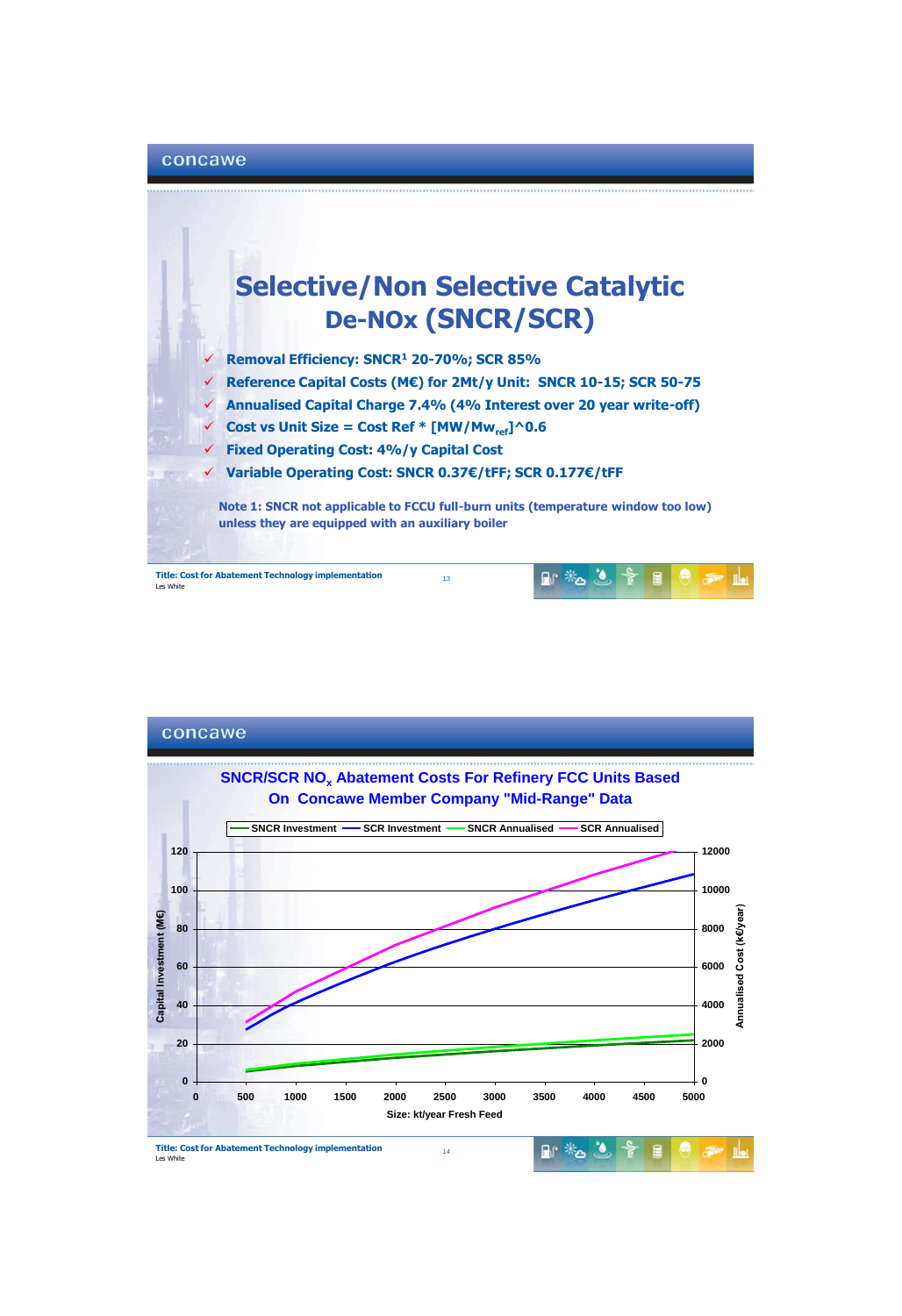# Selective/Non Selective Catalytic De-NOx (SNCR/SCR)

- Removal Efficiency: SNCR[1] 20-70%; SCR 85%
- Reference Capital Costs (M€) for 2Mt/y Unit: SNCR 10-15; SCR 50-75
- Annualised Capital Charge 7.4% (4% Interest over 20 year write-off)
- Cost vs Unit Size = Cost Ref * [MW/$Mw_{ref}$]^0.6
- Fixed Operating Cost: 4%/y Capital Cost
- Variable Operating Cost: SNCR 0.37€/tFF; SCR 0.177€/tFF

Note 1: SNCR not applicable to FCCU full-burn units (temperature window too low) unless they are equipped with an auxiliary boiler

Title: Cost for Abatement Technology implementation
Les White

## SNCR/SCR $NO_x$ Abatement Costs For Refinery FCC Units Based On Concawe Member Company "Mid-Range" Data

Legend: SNCR Investment — SCR Investment — SNCR Annualised — SCR Annualised

Left axis: Capital Investment (M€) (0–120); Right axis: Annualised Cost (k€/year) (0–12000); X axis: Size: kt/year Fresh Feed (0–5000)

Title: Cost for Abatement Technology implementation
Les White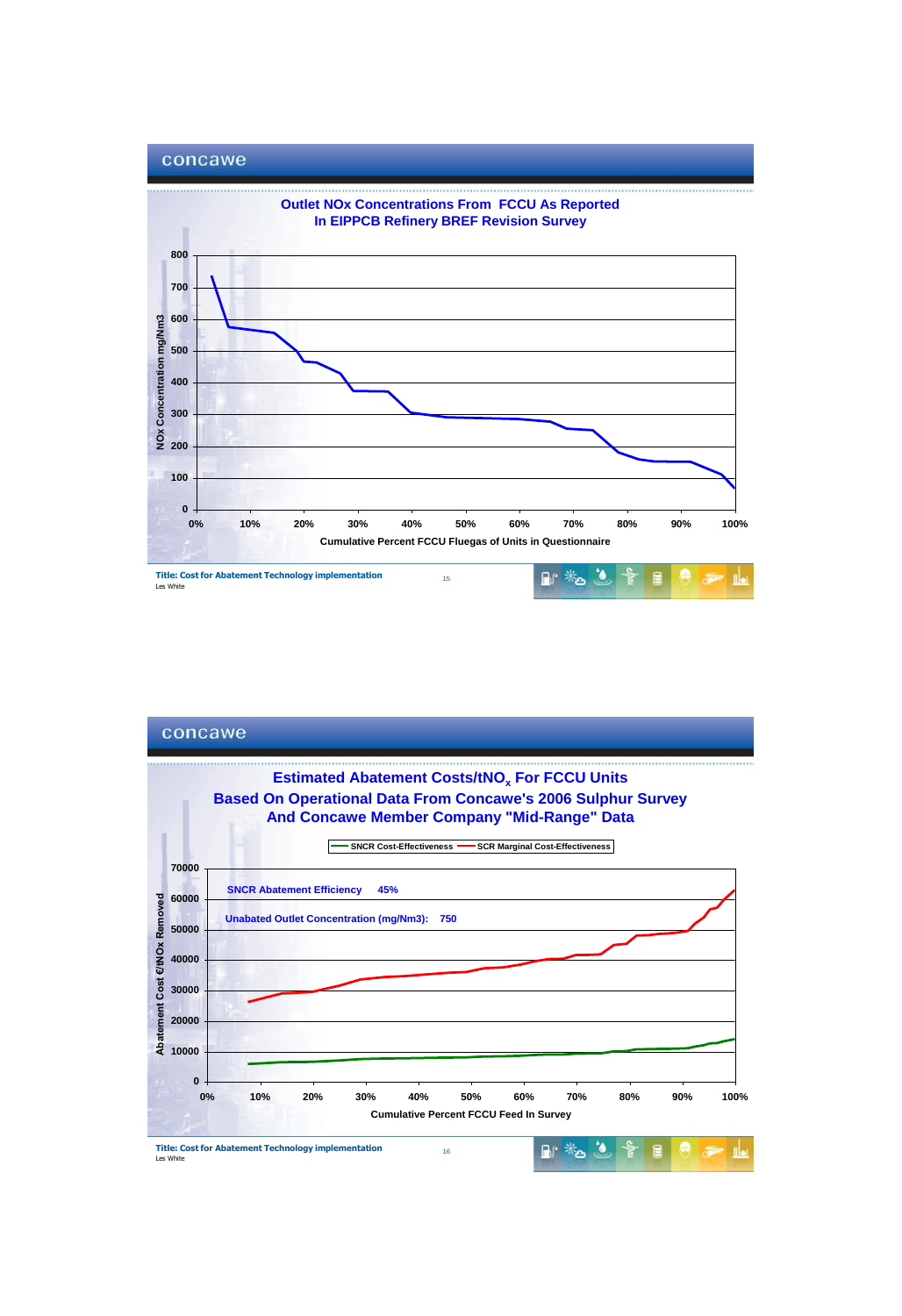## Outlet NOx Concentrations From FCCU As Reported In EIPPCB Refinery BREF Revision Survey

NOx Concentration mg/Nm3

Cumulative Percent FCCU Fluegas of Units in Questionnaire

Title: Cost for Abatement Technology implementation

Les White

## Estimated Abatement Costs/t$NO_x$ For FCCU Units Based On Operational Data From Concawe's 2006 Sulphur Survey And Concawe Member Company "Mid-Range" Data

SNCR Cost-Effectiveness — SCR Marginal Cost-Effectiveness

SNCR Abatement Efficiency 45%

Unabated Outlet Concentration (mg/Nm3): 750

Abatement Cost €/tNOx Removed

Cumulative Percent FCCU Feed In Survey

Title: Cost for Abatement Technology implementation

Les White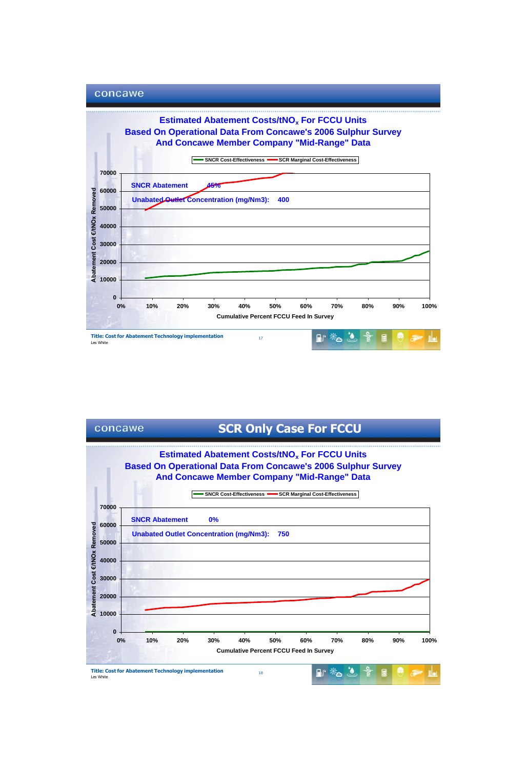## Estimated Abatement Costs/tNO$_x$ For FCCU Units
## Based On Operational Data From Concawe's 2006 Sulphur Survey And Concawe Member Company "Mid-Range" Data

SNCR Cost-Effectiveness — SCR Marginal Cost-Effectiveness

SNCR Abatement 45%

Unabated Outlet Concentration (mg/Nm3): 400

Abatement Cost €/tNOx Removed: 0, 10000, 20000, 30000, 40000, 50000, 60000, 70000

Cumulative Percent FCCU Feed In Survey: 0%, 10%, 20%, 30%, 40%, 50%, 60%, 70%, 80%, 90%, 100%

**Title: Cost for Abatement Technology implementation**
Les White

# SCR Only Case For FCCU

## Estimated Abatement Costs/tNO$_x$ For FCCU Units
## Based On Operational Data From Concawe's 2006 Sulphur Survey And Concawe Member Company "Mid-Range" Data

SNCR Cost-Effectiveness — SCR Marginal Cost-Effectiveness

SNCR Abatement 0%

Unabated Outlet Concentration (mg/Nm3): 750

Abatement Cost €/tNOx Removed: 0, 10000, 20000, 30000, 40000, 50000, 60000, 70000

Cumulative Percent FCCU Feed In Survey: 0%, 10%, 20%, 30%, 40%, 50%, 60%, 70%, 80%, 90%, 100%

**Title: Cost for Abatement Technology implementation**
Les White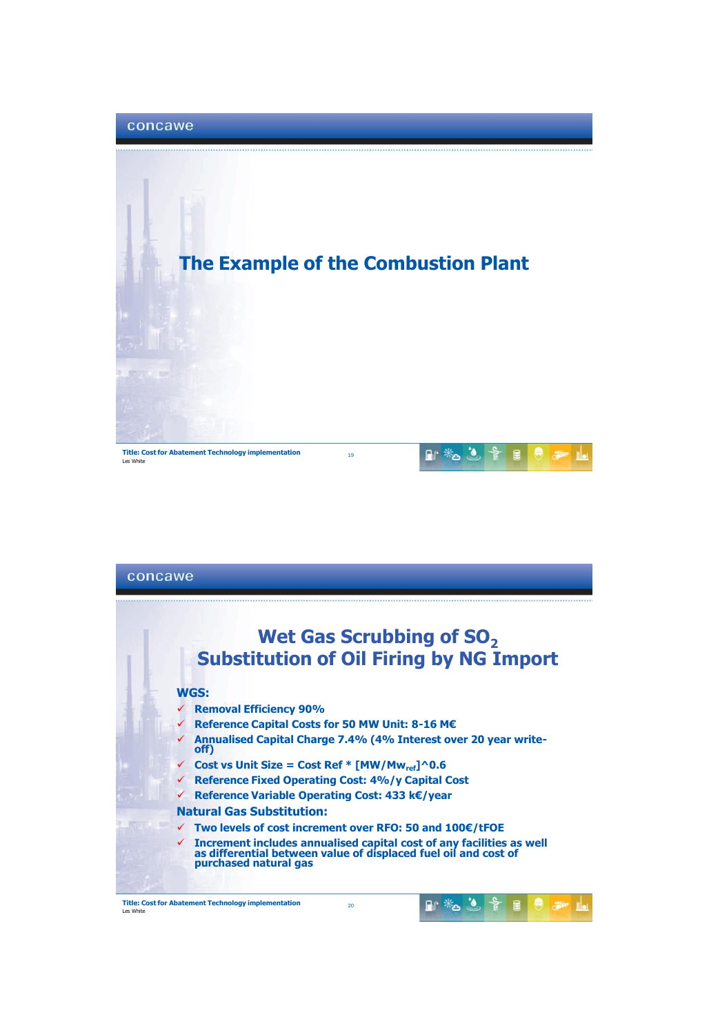# The Example of the Combustion Plant

# Wet Gas Scrubbing of $SO_2$
# Substitution of Oil Firing by NG Import

**WGS:**

- ✓ **Removal Efficiency 90%**
- ✓ **Reference Capital Costs for 50 MW Unit: 8-16 M€**
- ✓ **Annualised Capital Charge 7.4% (4% Interest over 20 year write-off)**
- ✓ **Cost vs Unit Size = Cost Ref * [MW/$Mw_{ref}$]^0.6**
- ✓ **Reference Fixed Operating Cost: 4%/y Capital Cost**
- ✓ **Reference Variable Operating Cost: 433 k€/year**

**Natural Gas Substitution:**

- ✓ **Two levels of cost increment over RFO: 50 and 100€/tFOE**
- ✓ **Increment includes annualised capital cost of any facilities as well as differential between value of displaced fuel oil and cost of purchased natural gas**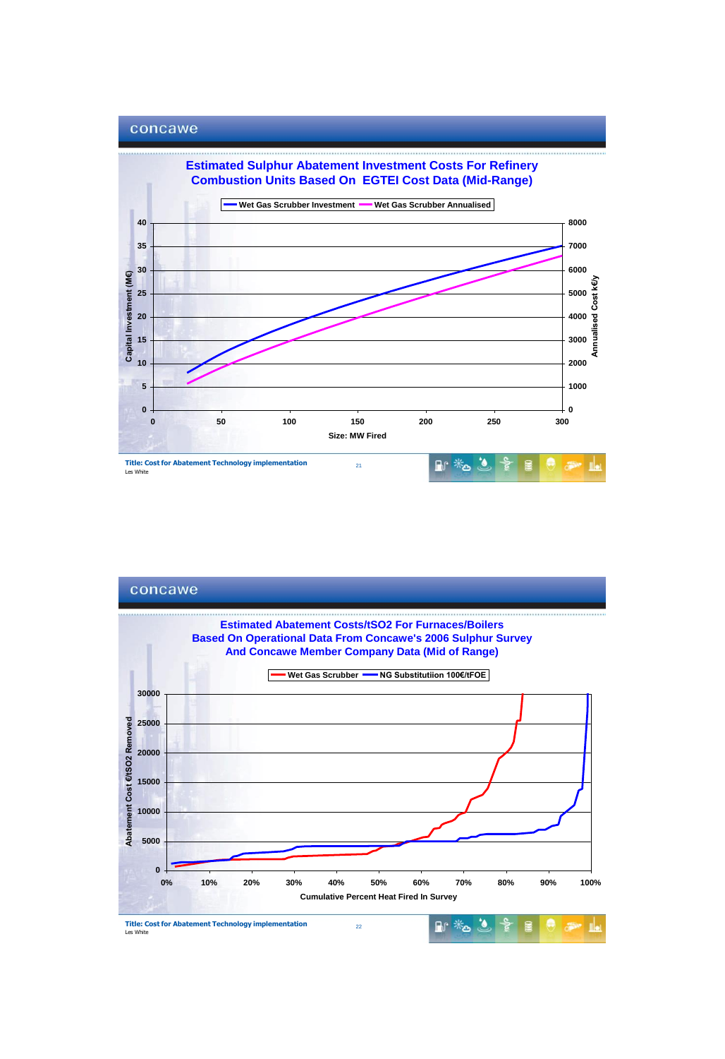concawe

## Estimated Sulphur Abatement Investment Costs For Refinery Combustion Units Based On EGTEI Cost Data (Mid-Range)

Wet Gas Scrubber Investment — Wet Gas Scrubber Annualised

Capital Investment (M€) | Annualised Cost k€/y

Size: MW Fired

Title: Cost for Abatement Technology implementation
Les White

concawe

## Estimated Abatement Costs/tSO2 For Furnaces/Boilers Based On Operational Data From Concawe's 2006 Sulphur Survey And Concawe Member Company Data (Mid of Range)

Wet Gas Scrubber — NG Substitutiion 100€/tFOE

Abatement Cost €/tSO2 Removed

Cumulative Percent Heat Fired In Survey

Title: Cost for Abatement Technology implementation
Les White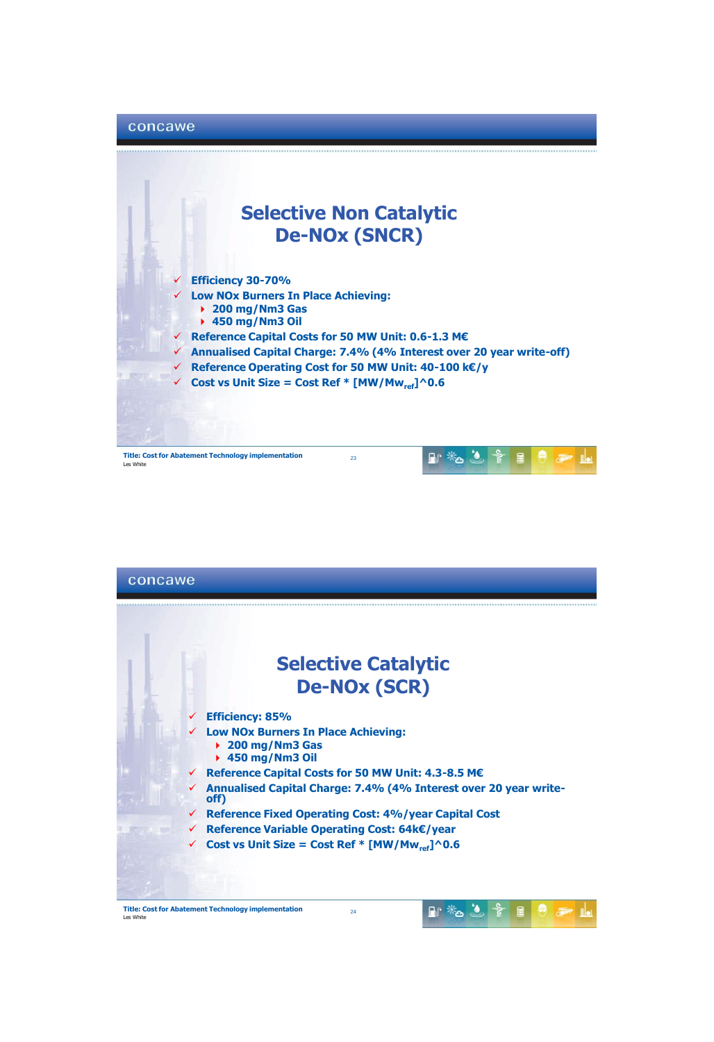# Selective Non Catalytic De-NOx (SNCR)

- Efficiency 30-70%
- Low NOx Burners In Place Achieving:
  - 200 mg/Nm3 Gas
  - 450 mg/Nm3 Oil
- Reference Capital Costs for 50 MW Unit: 0.6-1.3 M€
- Annualised Capital Charge: 7.4% (4% Interest over 20 year write-off)
- Reference Operating Cost for 50 MW Unit: 40-100 k€/y
- Cost vs Unit Size = Cost Ref * $[MW/Mw_{ref}]$^0.6

Title: Cost for Abatement Technology implementation
Les White

# Selective Catalytic De-NOx (SCR)

- Efficiency: 85%
- Low NOx Burners In Place Achieving:
  - 200 mg/Nm3 Gas
  - 450 mg/Nm3 Oil
- Reference Capital Costs for 50 MW Unit: 4.3-8.5 M€
- Annualised Capital Charge: 7.4% (4% Interest over 20 year write-off)
- Reference Fixed Operating Cost: 4%/year Capital Cost
- Reference Variable Operating Cost: 64k€/year
- Cost vs Unit Size = Cost Ref * $[MW/Mw_{ref}]$^0.6

Title: Cost for Abatement Technology implementation
Les White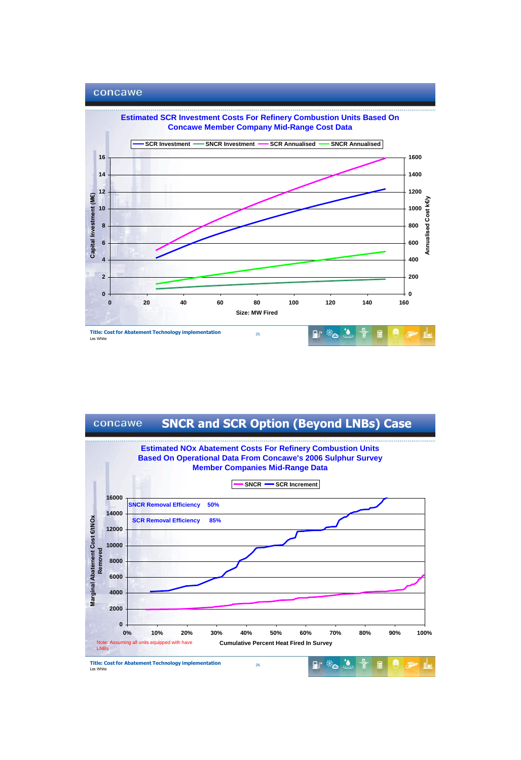## Estimated SCR Investment Costs For Refinery Combustion Units Based On Concawe Member Company Mid-Range Cost Data

SCR Investment — SNCR Investment — SCR Annualised — SNCR Annualised

Capital Investment (M€) | Annualised Cost k€/y

Size: MW Fired

**Title: Cost for Abatement Technology implementation**
Les White

# SNCR and SCR Option (Beyond LNBs) Case

## Estimated NOx Abatement Costs For Refinery Combustion Units Based On Operational Data From Concawe's 2006 Sulphur Survey Member Companies Mid-Range Data

SNCR — SCR Increment

SNCR Removal Efficiency 50%

SCR Removal Efficiency 85%

Marginal Abatement Cost €/tNOx Removed

Cumulative Percent Heat Fired In Survey

Note: Assuming all units equipped with have LNBs

**Title: Cost for Abatement Technology implementation**
Les White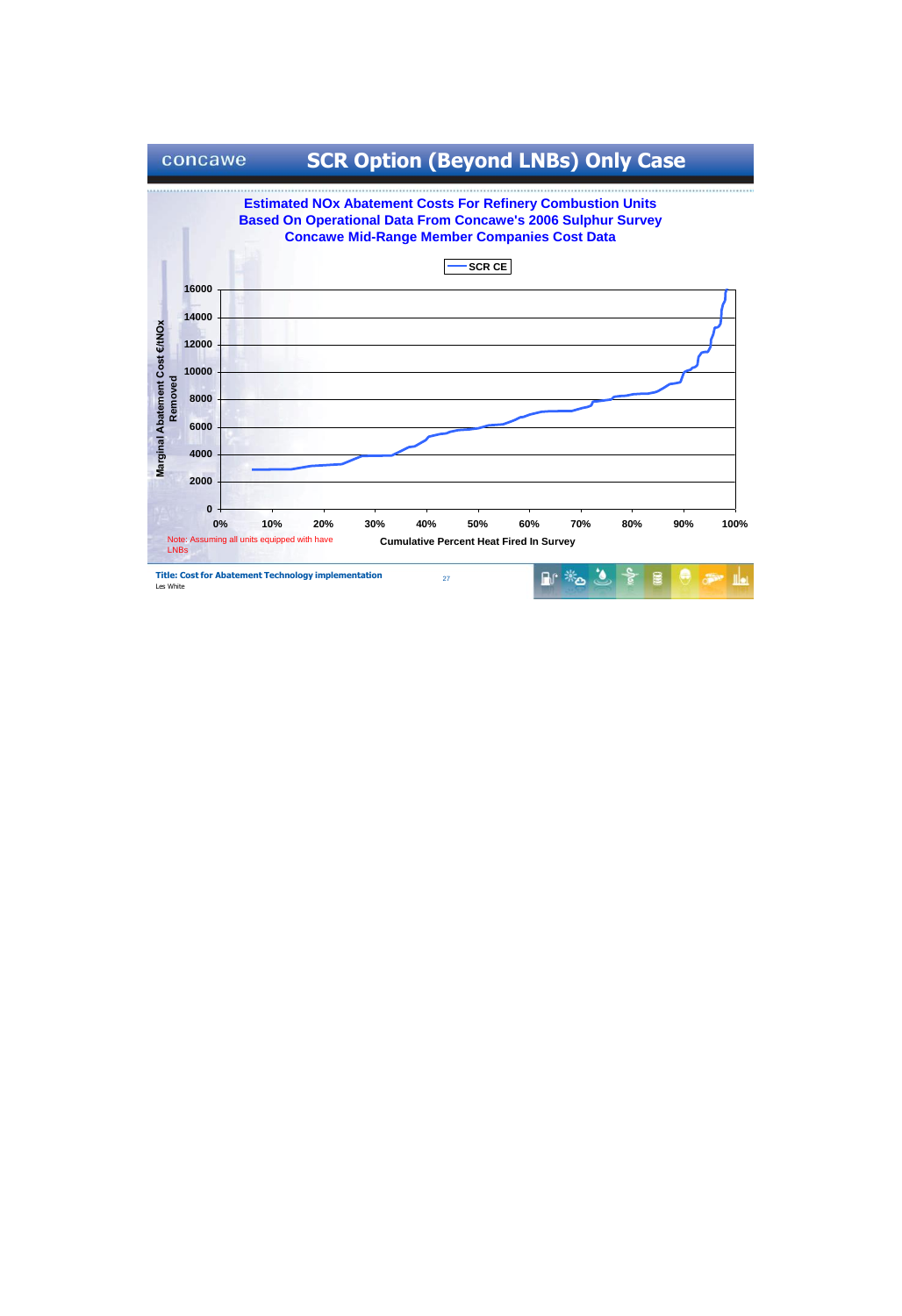concawe

# SCR Option (Beyond LNBs) Only Case

**Estimated NOx Abatement Costs For Refinery Combustion Units**
**Based On Operational Data From Concawe's 2006 Sulphur Survey**
**Concawe Mid-Range Member Companies Cost Data**

SCR CE

Marginal Abatement Cost €/tNOx Removed

16000
14000
12000
10000
8000
6000
4000
2000
0

0%
10%
20%
30%
40%
50%
60%
70%
80%
90%
100%

Cumulative Percent Heat Fired In Survey

Note: Assuming all units equipped with have LNBs

**Title: Cost for Abatement Technology implementation**
Les White